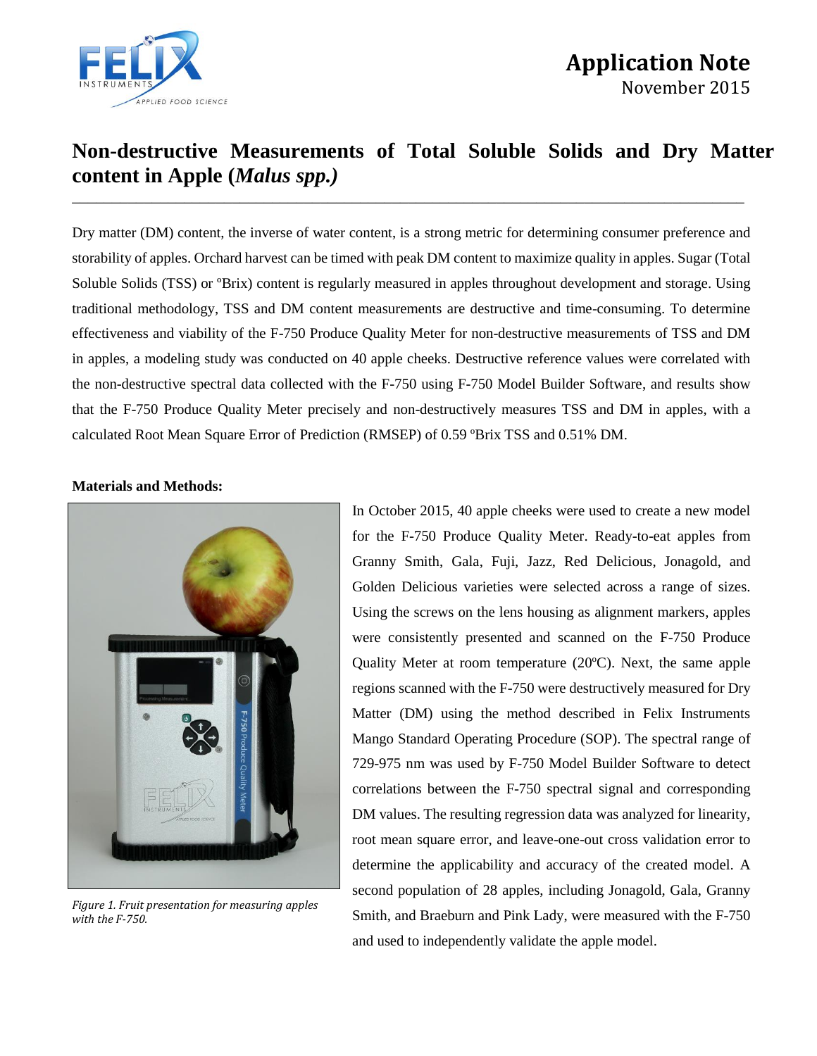Application Note

November 2015

# Non-destructive Measurements of Total Soluble Solids and Dry Matter content in Apple (*Malus spp.)*

Dry matter (DM) content, the inverse of water content, is a strong metric for determining consumer preference and storability of apples. Orchard harvest can be timed with peak DM content to maximize quality in apples. Sugar (Total Soluble Solids (TSS) or ºBrix) content is regularly measured in apples throughout development and storage. Using traditional methodology, TSS and DM content measurements are destructive and time-consuming. To determine effectiveness and viability of the F-750 Produce Quality Meter for non-destructive measurements of TSS and DM in apples, a modeling study was conducted on 40 apple cheeks. Destructive reference values were correlated with the non-destructive spectral data collected with the F-750 using F-750 Model Builder Software, and results show that the F-750 Produce Quality Meter precisely and non-destructively measures TSS and DM in apples, with a calculated Root Mean Square Error of Prediction (RMSEP) of 0.59 ºBrix TSS and 0.51% DM.

**Materials and Methods:**

*Figure 1. Fruit presentation for measuring apples with the F-750.*

In October 2015, 40 apple cheeks were used to create a new model for the F-750 Produce Quality Meter. Ready-to-eat apples from Granny Smith, Gala, Fuji, Jazz, Red Delicious, Jonagold, and Golden Delicious varieties were selected across a range of sizes. Using the screws on the lens housing as alignment markers, apples were consistently presented and scanned on the F-750 Produce Quality Meter at room temperature (20ºC). Next, the same apple regions scanned with the F-750 were destructively measured for Dry Matter (DM) using the method described in Felix Instruments Mango Standard Operating Procedure (SOP). The spectral range of 729-975 nm was used by F-750 Model Builder Software to detect correlations between the F-750 spectral signal and corresponding DM values. The resulting regression data was analyzed for linearity, root mean square error, and leave-one-out cross validation error to determine the applicability and accuracy of the created model. A second population of 28 apples, including Jonagold, Gala, Granny Smith, and Braeburn and Pink Lady, were measured with the F-750 and used to independently validate the apple model.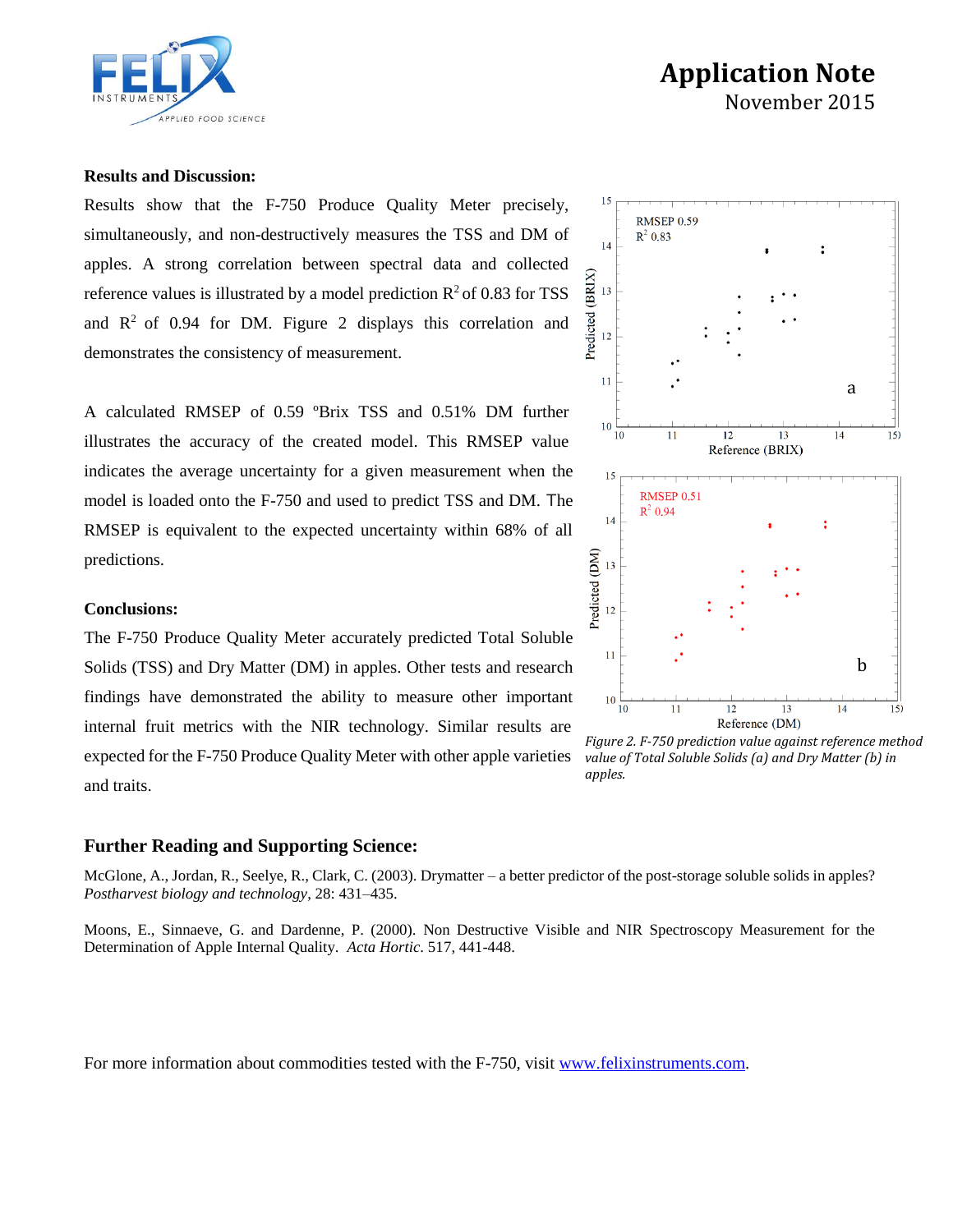## Results and Discussion:

Results show that the F-750 Produce Quality Meter precisely, simultaneously, and non-destructively measures the TSS and DM of apples. A strong correlation between spectral data and collected reference values is illustrated by a model prediction $R^2$ of 0.83 for TSS and $R^2$ of 0.94 for DM. Figure 2 displays this correlation and demonstrates the consistency of measurement.

A calculated RMSEP of 0.59 ºBrix TSS and 0.51% DM further illustrates the accuracy of the created model. This RMSEP value indicates the average uncertainty for a given measurement when the model is loaded onto the F-750 and used to predict TSS and DM. The RMSEP is equivalent to the expected uncertainty within 68% of all predictions.

RMSEP 0.59
$R^2$ 0.83
Predicted (BRIX)
Reference (BRIX)
10 11 12 13 14 15
a

RMSEP 0.51
$R^2$ 0.94
Predicted (DM)
Reference (DM)
10 11 12 13 14 15
b

*Figure 2. F-750 prediction value against reference method value of Total Soluble Solids (a) and Dry Matter (b) in apples.*

## Conclusions:

The F-750 Produce Quality Meter accurately predicted Total Soluble Solids (TSS) and Dry Matter (DM) in apples. Other tests and research findings have demonstrated the ability to measure other important internal fruit metrics with the NIR technology. Similar results are expected for the F-750 Produce Quality Meter with other apple varieties and traits.

## Further Reading and Supporting Science:

McGlone, A., Jordan, R., Seelye, R., Clark, C. (2003). Drymatter – a better predictor of the post-storage soluble solids in apples? *Postharvest biology and technology*, 28: 431–435.

Moons, E., Sinnaeve, G. and Dardenne, P. (2000). Non Destructive Visible and NIR Spectroscopy Measurement for the Determination of Apple Internal Quality. *Acta Hortic*. 517, 441-448.

For more information about commodities tested with the F-750, visit [www.felixinstruments.com](www.felixinstruments.com).